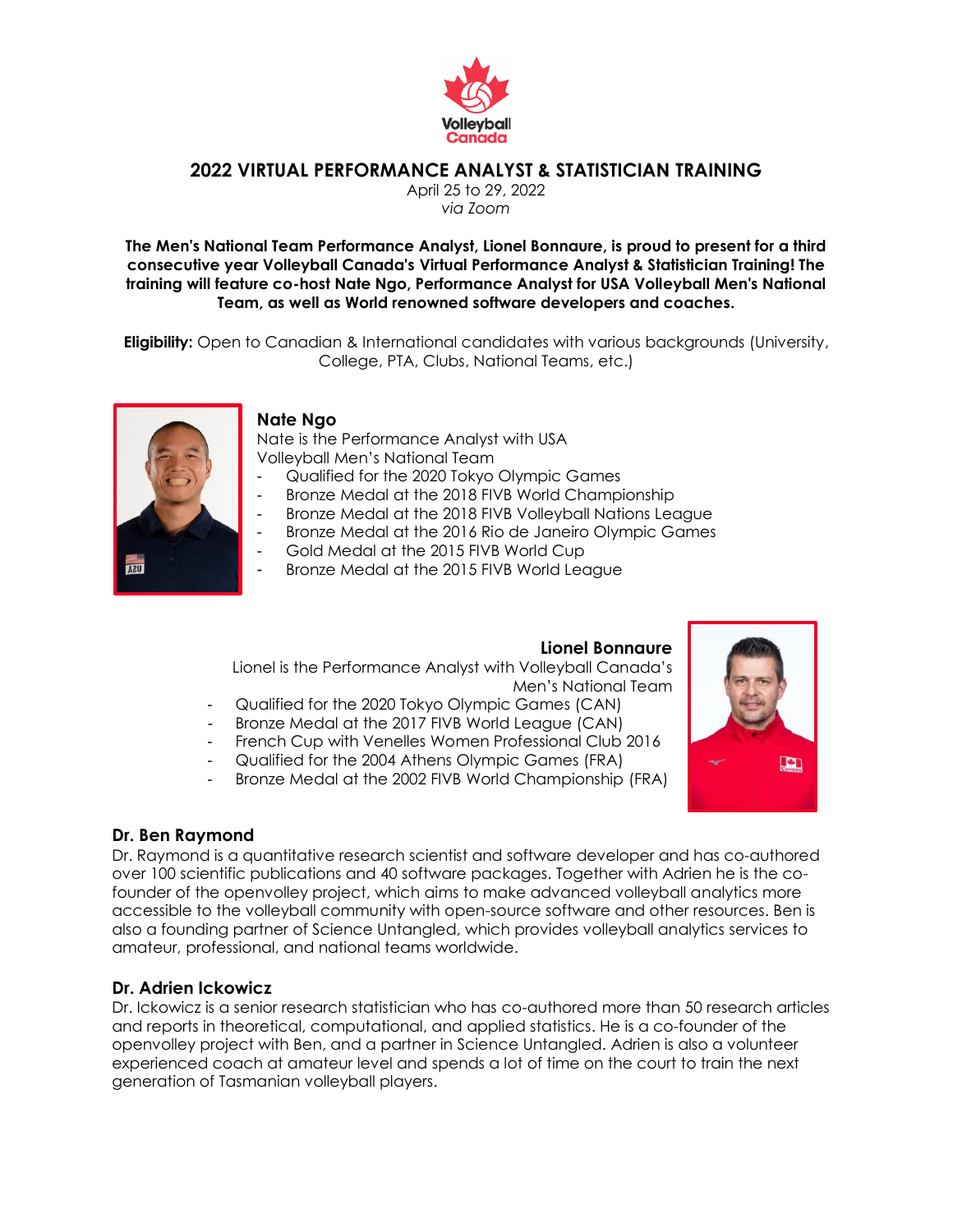# 2022 VIRTUAL PERFORMANCE ANALYST & STATISTICIAN TRAINING

April 25 to 29, 2022
*via Zoom*

**The Men's National Team Performance Analyst, Lionel Bonnaure, is proud to present for a third consecutive year Volleyball Canada's Virtual Performance Analyst & Statistician Training! The training will feature co-host Nate Ngo, Performance Analyst for USA Volleyball Men's National Team, as well as World renowned software developers and coaches.**

**Eligibility:** Open to Canadian & International candidates with various backgrounds (University, College, PTA, Clubs, National Teams, etc.)

## Nate Ngo

Nate is the Performance Analyst with USA Volleyball Men's National Team

- Qualified for the 2020 Tokyo Olympic Games
- Bronze Medal at the 2018 FIVB World Championship
- Bronze Medal at the 2018 FIVB Volleyball Nations League
- Bronze Medal at the 2016 Rio de Janeiro Olympic Games
- Gold Medal at the 2015 FIVB World Cup
- Bronze Medal at the 2015 FIVB World League

## Lionel Bonnaure

Lionel is the Performance Analyst with Volleyball Canada's Men's National Team

- Qualified for the 2020 Tokyo Olympic Games (CAN)
- Bronze Medal at the 2017 FIVB World League (CAN)
- French Cup with Venelles Women Professional Club 2016
- Qualified for the 2004 Athens Olympic Games (FRA)
- Bronze Medal at the 2002 FIVB World Championship (FRA)

## Dr. Ben Raymond

Dr. Raymond is a quantitative research scientist and software developer and has co-authored over 100 scientific publications and 40 software packages. Together with Adrien he is the co-founder of the openvolley project, which aims to make advanced volleyball analytics more accessible to the volleyball community with open-source software and other resources. Ben is also a founding partner of Science Untangled, which provides volleyball analytics services to amateur, professional, and national teams worldwide.

## Dr. Adrien Ickowicz

Dr. Ickowicz is a senior research statistician who has co-authored more than 50 research articles and reports in theoretical, computational, and applied statistics. He is a co-founder of the openvolley project with Ben, and a partner in Science Untangled. Adrien is also a volunteer experienced coach at amateur level and spends a lot of time on the court to train the next generation of Tasmanian volleyball players.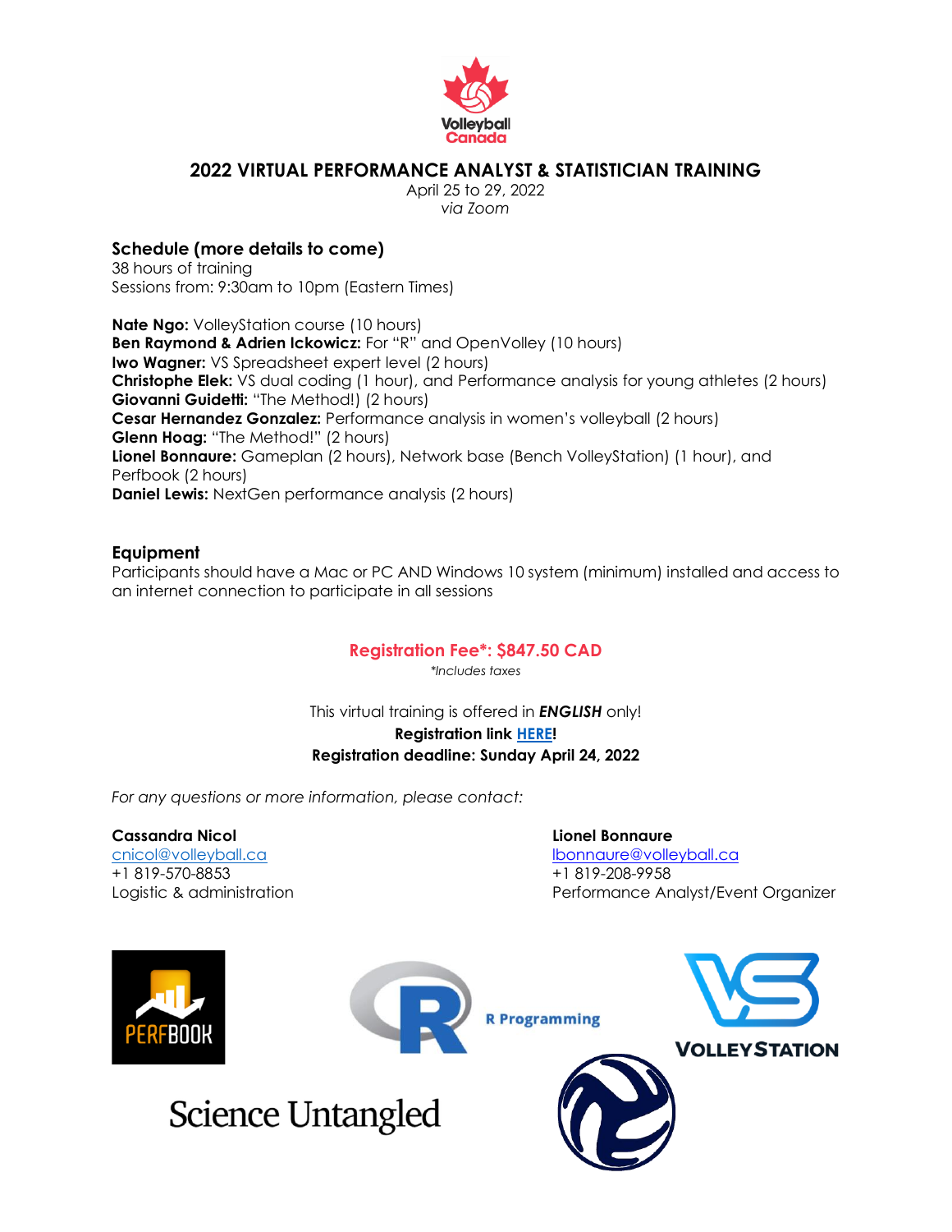Volleyball Canada

## 2022 VIRTUAL PERFORMANCE ANALYST & STATISTICIAN TRAINING

April 25 to 29, 2022
*via Zoom*

### Schedule (more details to come)

38 hours of training
Sessions from: 9:30am to 10pm (Eastern Times)

**Nate Ngo:** VolleyStation course (10 hours)
**Ben Raymond & Adrien Ickowicz:** For "R" and OpenVolley (10 hours)
**Iwo Wagner:** VS Spreadsheet expert level (2 hours)
**Christophe Elek:** VS dual coding (1 hour), and Performance analysis for young athletes (2 hours)
**Giovanni Guidetti:** "The Method!) (2 hours)
**Cesar Hernandez Gonzalez:** Performance analysis in women's volleyball (2 hours)
**Glenn Hoag:** "The Method!" (2 hours)
**Lionel Bonnaure:** Gameplan (2 hours), Network base (Bench VolleyStation) (1 hour), and Perfbook (2 hours)
**Daniel Lewis:** NextGen performance analysis (2 hours)

### Equipment

Participants should have a Mac or PC AND Windows 10 system (minimum) installed and access to an internet connection to participate in all sessions

**Registration Fee*: $847.50 CAD**
*\*Includes taxes*

This virtual training is offered in ***ENGLISH*** only!
**Registration link HERE!**
**Registration deadline: Sunday April 24, 2022**

*For any questions or more information, please contact:*

**Cassandra Nicol**
cnicol@volleyball.ca
+1 819-570-8853
Logistic & administration

**Lionel Bonnaure**
lbonnaure@volleyball.ca
+1 819-208-9958
Performance Analyst/Event Organizer

PERFBOOK

R Programming

VOLLEYSTATION

Science Untangled